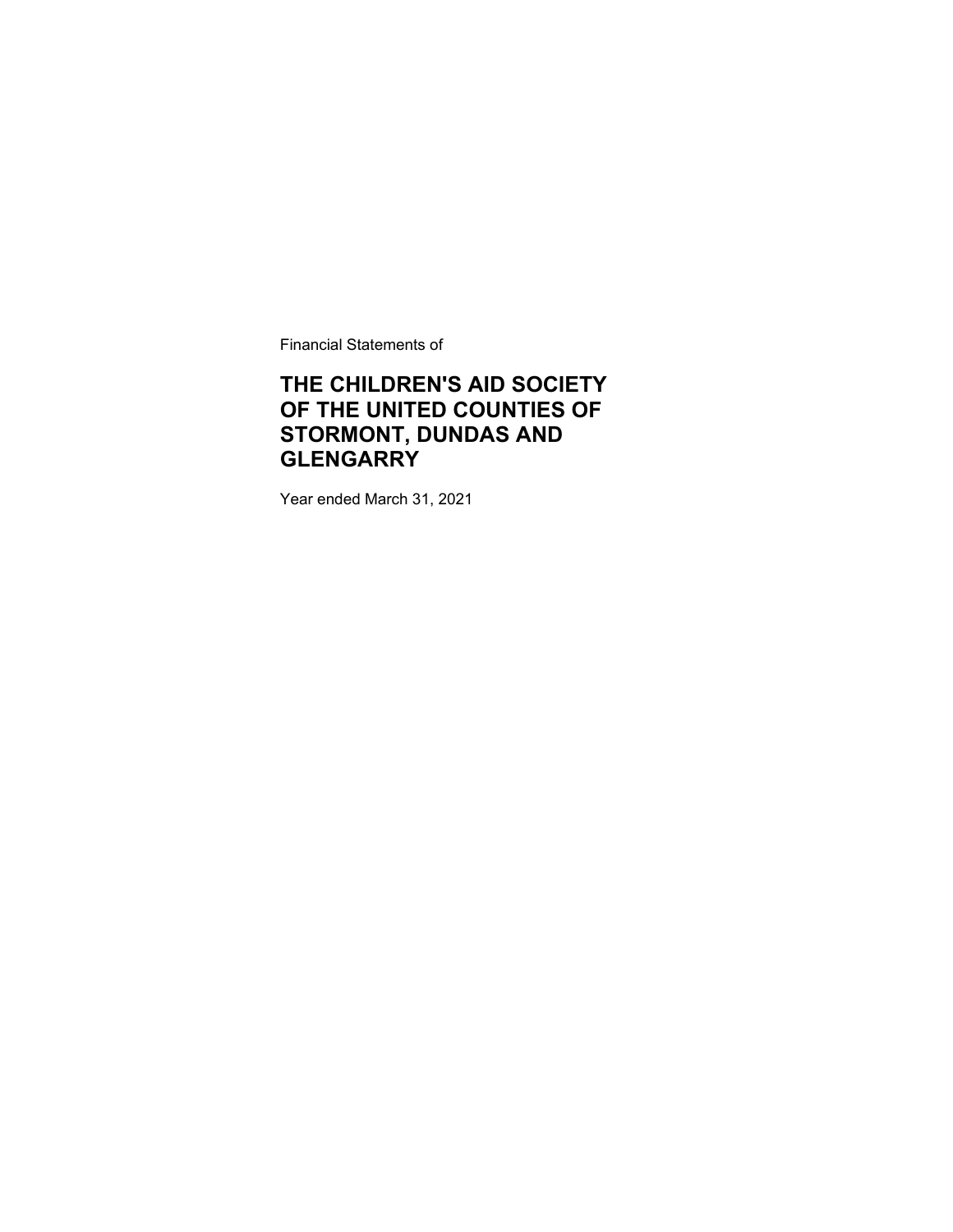Financial Statements of

# THE CHILDREN'S AID SOCIETY OF THE UNITED COUNTIES OF STORMONT, DUNDAS AND GLENGARRY

Year ended March 31, 2021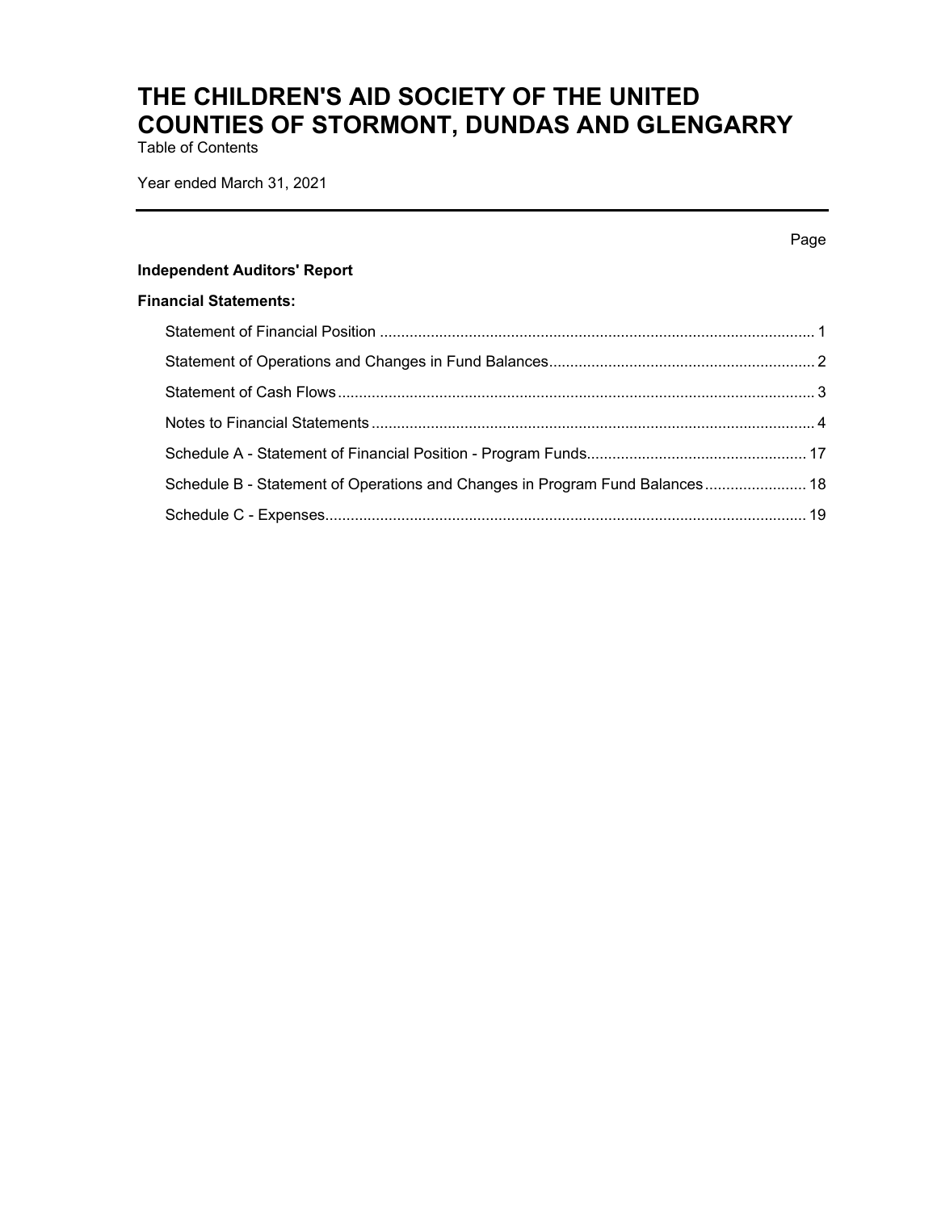# THE CHILDREN'S AID SOCIETY OF THE UNITED COUNTIES OF STORMONT, DUNDAS AND GLENGARRY

Table of Contents

Year ended March 31, 2021

| | Page |
|---|---|
| **Independent Auditors' Report** | |
| **Financial Statements:** | |
| Statement of Financial Position | 1 |
| Statement of Operations and Changes in Fund Balances | 2 |
| Statement of Cash Flows | 3 |
| Notes to Financial Statements | 4 |
| Schedule A - Statement of Financial Position - Program Funds | 17 |
| Schedule B - Statement of Operations and Changes in Program Fund Balances | 18 |
| Schedule C - Expenses | 19 |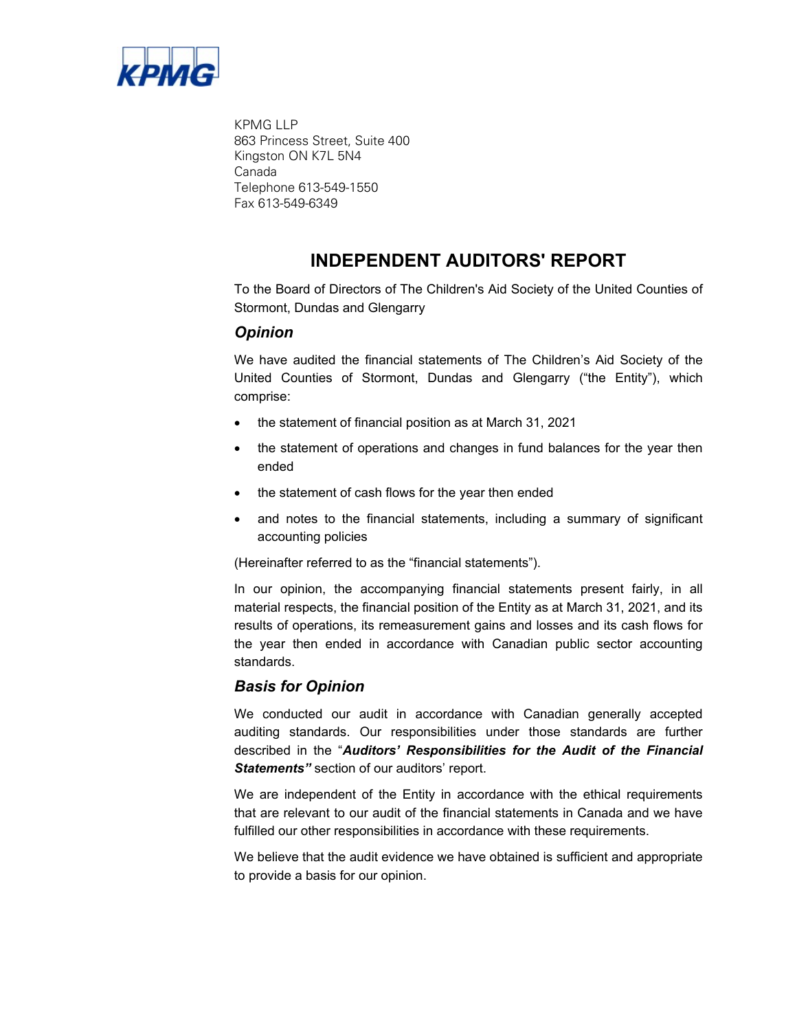KPMG

KPMG LLP
863 Princess Street, Suite 400
Kingston ON K7L 5N4
Canada
Telephone 613-549-1550
Fax 613-549-6349

# INDEPENDENT AUDITORS' REPORT

To the Board of Directors of The Children's Aid Society of the United Counties of Stormont, Dundas and Glengarry

## *Opinion*

We have audited the financial statements of The Children's Aid Society of the United Counties of Stormont, Dundas and Glengarry ("the Entity"), which comprise:

- the statement of financial position as at March 31, 2021
- the statement of operations and changes in fund balances for the year then ended
- the statement of cash flows for the year then ended
- and notes to the financial statements, including a summary of significant accounting policies

(Hereinafter referred to as the "financial statements").

In our opinion, the accompanying financial statements present fairly, in all material respects, the financial position of the Entity as at March 31, 2021, and its results of operations, its remeasurement gains and losses and its cash flows for the year then ended in accordance with Canadian public sector accounting standards.

## *Basis for Opinion*

We conducted our audit in accordance with Canadian generally accepted auditing standards. Our responsibilities under those standards are further described in the "***Auditors' Responsibilities for the Audit of the Financial Statements"*** section of our auditors' report.

We are independent of the Entity in accordance with the ethical requirements that are relevant to our audit of the financial statements in Canada and we have fulfilled our other responsibilities in accordance with these requirements.

We believe that the audit evidence we have obtained is sufficient and appropriate to provide a basis for our opinion.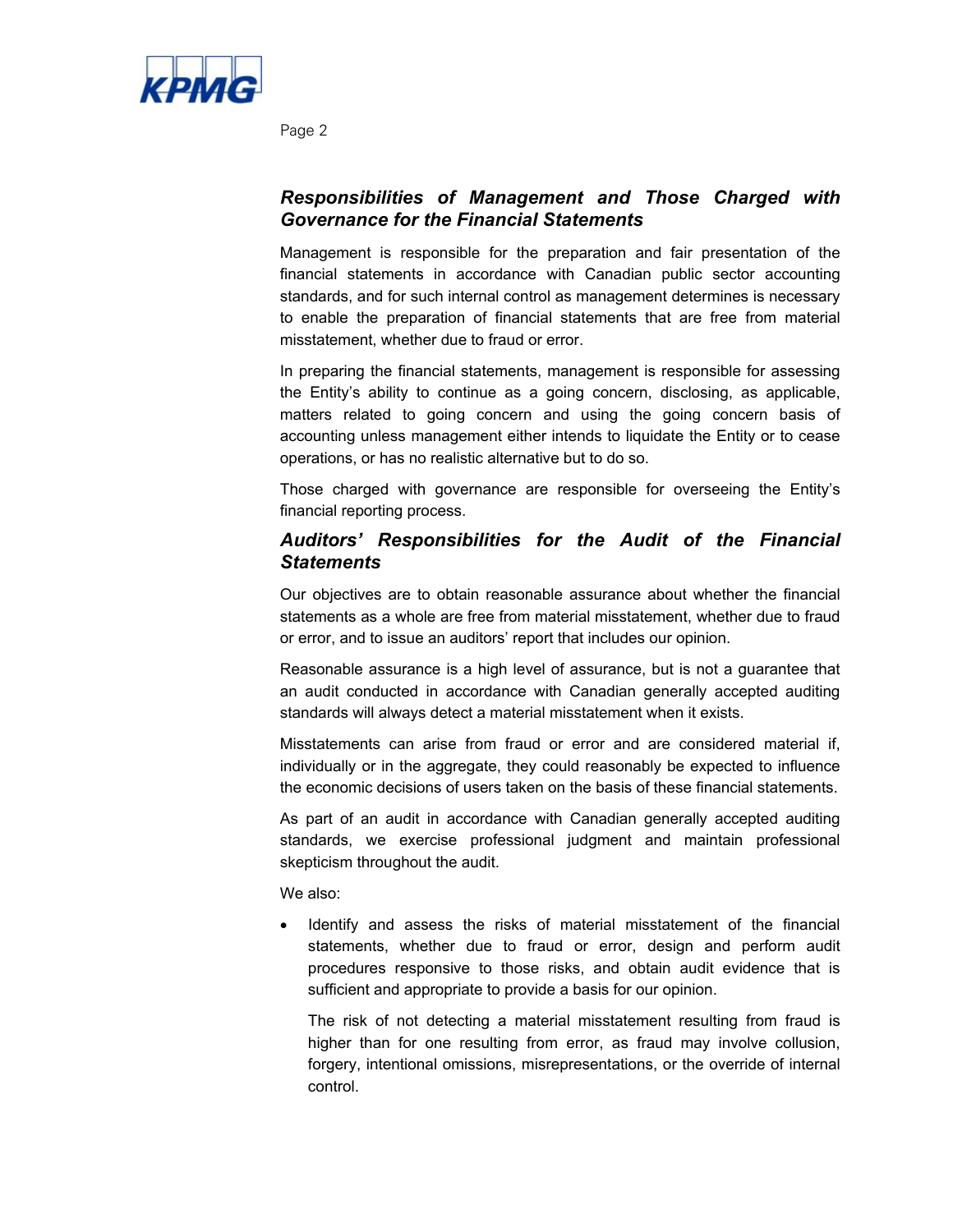### *Responsibilities of Management and Those Charged with Governance for the Financial Statements*

Management is responsible for the preparation and fair presentation of the financial statements in accordance with Canadian public sector accounting standards, and for such internal control as management determines is necessary to enable the preparation of financial statements that are free from material misstatement, whether due to fraud or error.

In preparing the financial statements, management is responsible for assessing the Entity's ability to continue as a going concern, disclosing, as applicable, matters related to going concern and using the going concern basis of accounting unless management either intends to liquidate the Entity or to cease operations, or has no realistic alternative but to do so.

Those charged with governance are responsible for overseeing the Entity's financial reporting process.

### *Auditors' Responsibilities for the Audit of the Financial Statements*

Our objectives are to obtain reasonable assurance about whether the financial statements as a whole are free from material misstatement, whether due to fraud or error, and to issue an auditors' report that includes our opinion.

Reasonable assurance is a high level of assurance, but is not a guarantee that an audit conducted in accordance with Canadian generally accepted auditing standards will always detect a material misstatement when it exists.

Misstatements can arise from fraud or error and are considered material if, individually or in the aggregate, they could reasonably be expected to influence the economic decisions of users taken on the basis of these financial statements.

As part of an audit in accordance with Canadian generally accepted auditing standards, we exercise professional judgment and maintain professional skepticism throughout the audit.

We also:

- Identify and assess the risks of material misstatement of the financial statements, whether due to fraud or error, design and perform audit procedures responsive to those risks, and obtain audit evidence that is sufficient and appropriate to provide a basis for our opinion.

  The risk of not detecting a material misstatement resulting from fraud is higher than for one resulting from error, as fraud may involve collusion, forgery, intentional omissions, misrepresentations, or the override of internal control.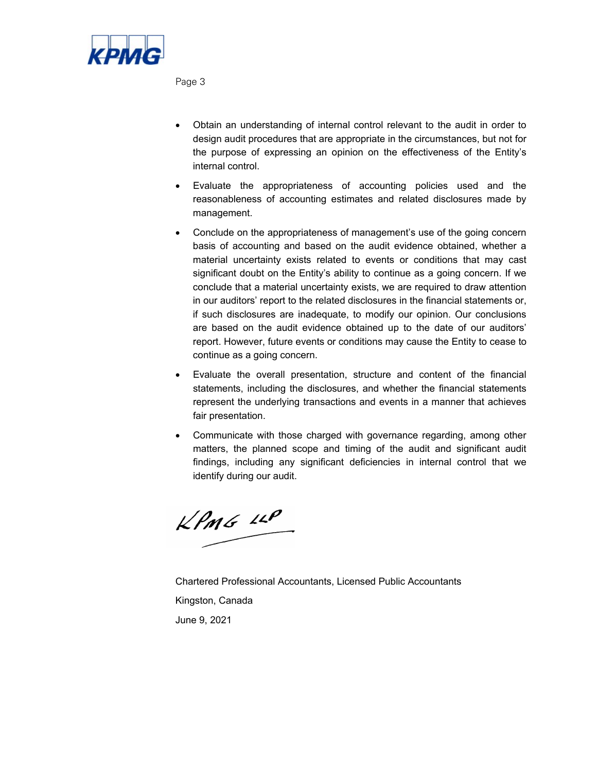- Obtain an understanding of internal control relevant to the audit in order to design audit procedures that are appropriate in the circumstances, but not for the purpose of expressing an opinion on the effectiveness of the Entity's internal control.

- Evaluate the appropriateness of accounting policies used and the reasonableness of accounting estimates and related disclosures made by management.

- Conclude on the appropriateness of management's use of the going concern basis of accounting and based on the audit evidence obtained, whether a material uncertainty exists related to events or conditions that may cast significant doubt on the Entity's ability to continue as a going concern. If we conclude that a material uncertainty exists, we are required to draw attention in our auditors' report to the related disclosures in the financial statements or, if such disclosures are inadequate, to modify our opinion. Our conclusions are based on the audit evidence obtained up to the date of our auditors' report. However, future events or conditions may cause the Entity to cease to continue as a going concern.

- Evaluate the overall presentation, structure and content of the financial statements, including the disclosures, and whether the financial statements represent the underlying transactions and events in a manner that achieves fair presentation.

- Communicate with those charged with governance regarding, among other matters, the planned scope and timing of the audit and significant audit findings, including any significant deficiencies in internal control that we identify during our audit.

KPMG LLP

Chartered Professional Accountants, Licensed Public Accountants

Kingston, Canada

June 9, 2021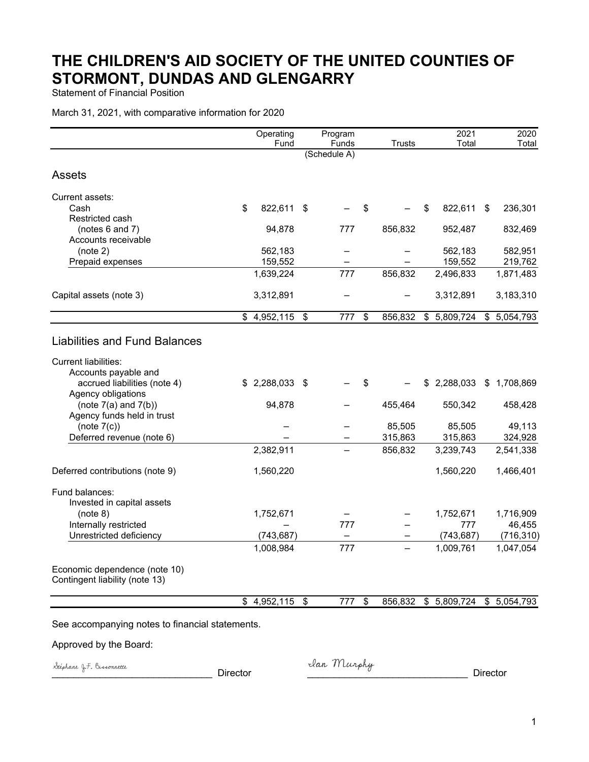# THE CHILDREN'S AID SOCIETY OF THE UNITED COUNTIES OF STORMONT, DUNDAS AND GLENGARRY

Statement of Financial Position

March 31, 2021, with comparative information for 2020

| | Operating Fund | Program Funds (Schedule A) | Trusts | 2021 Total | 2020 Total |
|---|---|---|---|---|---|
| **Assets** | | | | | |
| Current assets: | | | | | |
| Cash | $ 822,611 | $ – | $ – | $ 822,611 | $ 236,301 |
| Restricted cash (notes 6 and 7) | 94,878 | 777 | 856,832 | 952,487 | 832,469 |
| Accounts receivable (note 2) | 562,183 | – | – | 562,183 | 582,951 |
| Prepaid expenses | 159,552 | – | – | 159,552 | 219,762 |
| | 1,639,224 | 777 | 856,832 | 2,496,833 | 1,871,483 |
| Capital assets (note 3) | 3,312,891 | – | – | 3,312,891 | 3,183,310 |
| | $ 4,952,115 | $ 777 | $ 856,832 | $ 5,809,724 | $ 5,054,793 |
| **Liabilities and Fund Balances** | | | | | |
| Current liabilities: | | | | | |
| Accounts payable and accrued liabilities (note 4) | $ 2,288,033 | $ – | $ – | $ 2,288,033 | $ 1,708,869 |
| Agency obligations (note 7(a) and 7(b)) | 94,878 | – | 455,464 | 550,342 | 458,428 |
| Agency funds held in trust (note 7(c)) | – | – | 85,505 | 85,505 | 49,113 |
| Deferred revenue (note 6) | – | – | 315,863 | 315,863 | 324,928 |
| | 2,382,911 | – | 856,832 | 3,239,743 | 2,541,338 |
| Deferred contributions (note 9) | 1,560,220 | | | 1,560,220 | 1,466,401 |
| Fund balances: | | | | | |
| Invested in capital assets (note 8) | 1,752,671 | – | – | 1,752,671 | 1,716,909 |
| Internally restricted | – | 777 | – | 777 | 46,455 |
| Unrestricted deficiency | (743,687) | – | – | (743,687) | (716,310) |
| | 1,008,984 | 777 | – | 1,009,761 | 1,047,054 |
| Economic dependence (note 10) | | | | | |
| Contingent liability (note 13) | | | | | |
| | $ 4,952,115 | $ 777 | $ 856,832 | $ 5,809,724 | $ 5,054,793 |

See accompanying notes to financial statements.

Approved by the Board:

Stéphane J.F. Bissonnette _______________ Director

Ian Murphy _______________ Director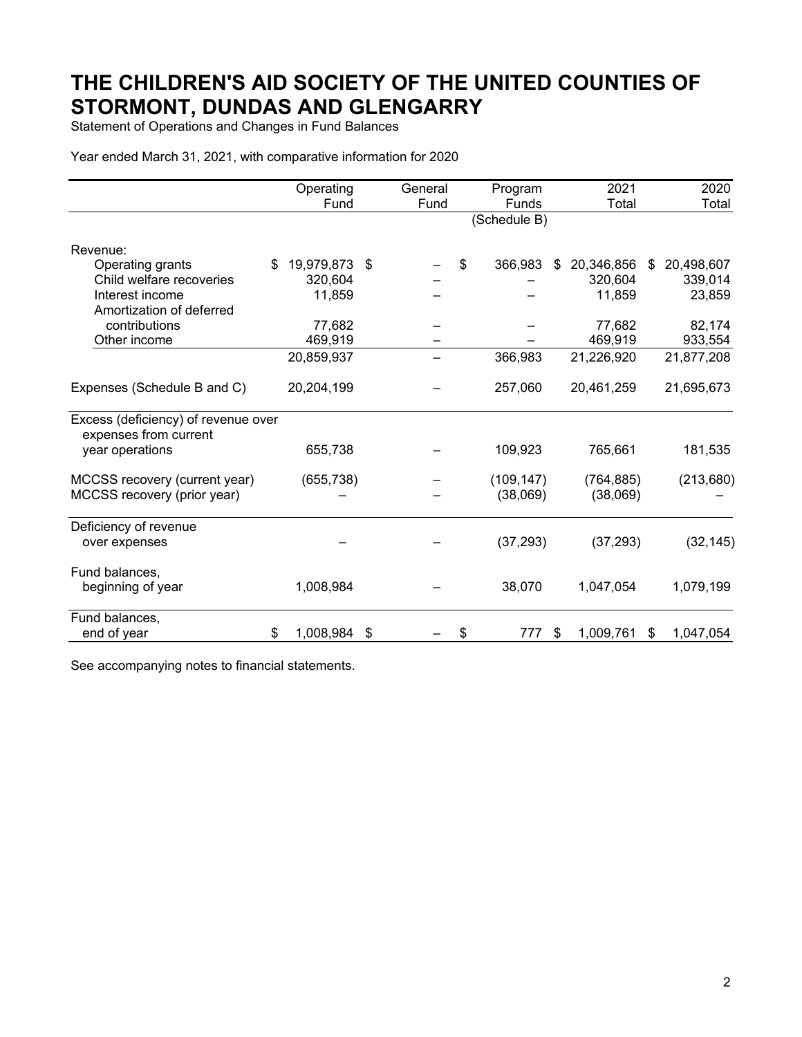# THE CHILDREN'S AID SOCIETY OF THE UNITED COUNTIES OF STORMONT, DUNDAS AND GLENGARRY

Statement of Operations and Changes in Fund Balances

Year ended March 31, 2021, with comparative information for 2020

| | Operating Fund | General Fund | Program Funds (Schedule B) | 2021 Total | 2020 Total |
|---|---|---|---|---|---|
| Revenue: | | | | | |
| Operating grants | $ 19,979,873 | $ – | $ 366,983 | $ 20,346,856 | $ 20,498,607 |
| Child welfare recoveries | 320,604 | – | – | 320,604 | 339,014 |
| Interest income | 11,859 | – | – | 11,859 | 23,859 |
| Amortization of deferred contributions | 77,682 | – | – | 77,682 | 82,174 |
| Other income | 469,919 | – | – | 469,919 | 933,554 |
| | 20,859,937 | – | 366,983 | 21,226,920 | 21,877,208 |
| Expenses (Schedule B and C) | 20,204,199 | – | 257,060 | 20,461,259 | 21,695,673 |
| Excess (deficiency) of revenue over expenses from current year operations | 655,738 | – | 109,923 | 765,661 | 181,535 |
| MCCSS recovery (current year) | (655,738) | – | (109,147) | (764,885) | (213,680) |
| MCCSS recovery (prior year) | – | – | (38,069) | (38,069) | – |
| Deficiency of revenue over expenses | – | – | (37,293) | (37,293) | (32,145) |
| Fund balances, beginning of year | 1,008,984 | – | 38,070 | 1,047,054 | 1,079,199 |
| Fund balances, end of year | $ 1,008,984 | $ – | $ 777 | $ 1,009,761 | $ 1,047,054 |

See accompanying notes to financial statements.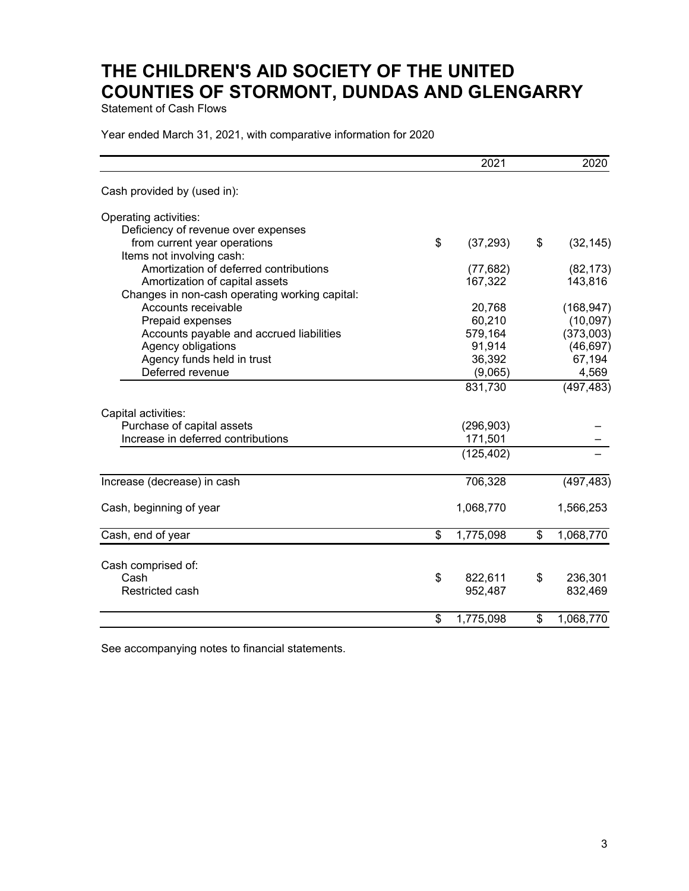# THE CHILDREN'S AID SOCIETY OF THE UNITED COUNTIES OF STORMONT, DUNDAS AND GLENGARRY

Statement of Cash Flows

Year ended March 31, 2021, with comparative information for 2020

| | 2021 | 2020 |
|---|---|---|
| Cash provided by (used in): | | |
| Operating activities: | | |
| Deficiency of revenue over expenses from current year operations | $ (37,293) | $ (32,145) |
| Items not involving cash: | | |
| Amortization of deferred contributions | (77,682) | (82,173) |
| Amortization of capital assets | 167,322 | 143,816 |
| Changes in non-cash operating working capital: | | |
| Accounts receivable | 20,768 | (168,947) |
| Prepaid expenses | 60,210 | (10,097) |
| Accounts payable and accrued liabilities | 579,164 | (373,003) |
| Agency obligations | 91,914 | (46,697) |
| Agency funds held in trust | 36,392 | 67,194 |
| Deferred revenue | (9,065) | 4,569 |
| | 831,730 | (497,483) |
| Capital activities: | | |
| Purchase of capital assets | (296,903) | – |
| Increase in deferred contributions | 171,501 | – |
| | (125,402) | – |
| Increase (decrease) in cash | 706,328 | (497,483) |
| Cash, beginning of year | 1,068,770 | 1,566,253 |
| Cash, end of year | $ 1,775,098 | $ 1,068,770 |
| Cash comprised of: | | |
| Cash | $ 822,611 | $ 236,301 |
| Restricted cash | 952,487 | 832,469 |
| | $ 1,775,098 | $ 1,068,770 |

See accompanying notes to financial statements.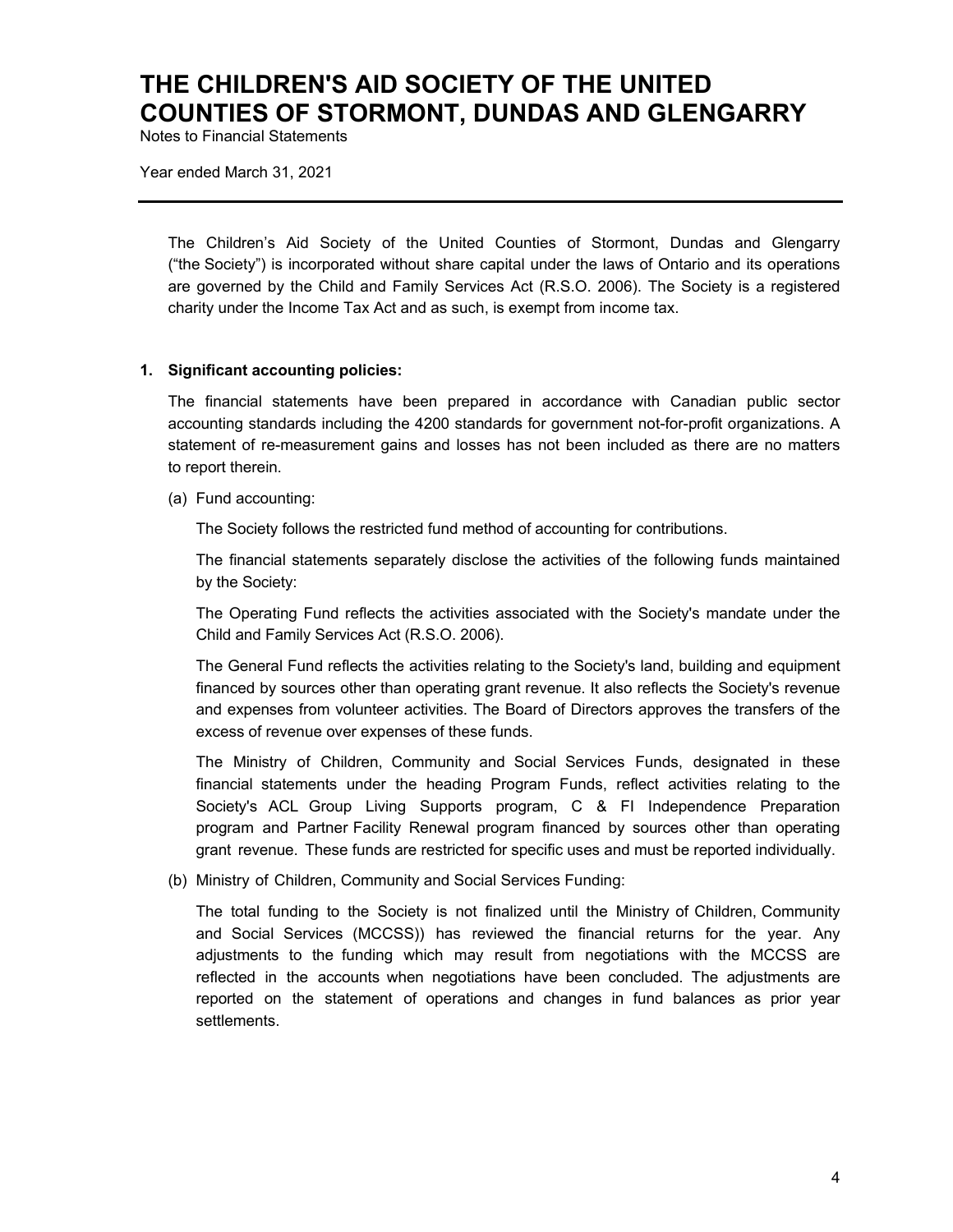# THE CHILDREN'S AID SOCIETY OF THE UNITED COUNTIES OF STORMONT, DUNDAS AND GLENGARRY

Notes to Financial Statements

Year ended March 31, 2021

---

The Children's Aid Society of the United Counties of Stormont, Dundas and Glengarry ("the Society") is incorporated without share capital under the laws of Ontario and its operations are governed by the Child and Family Services Act (R.S.O. 2006). The Society is a registered charity under the Income Tax Act and as such, is exempt from income tax.

**1. Significant accounting policies:**

The financial statements have been prepared in accordance with Canadian public sector accounting standards including the 4200 standards for government not-for-profit organizations. A statement of re-measurement gains and losses has not been included as there are no matters to report therein.

(a) Fund accounting:

The Society follows the restricted fund method of accounting for contributions.

The financial statements separately disclose the activities of the following funds maintained by the Society:

The Operating Fund reflects the activities associated with the Society's mandate under the Child and Family Services Act (R.S.O. 2006).

The General Fund reflects the activities relating to the Society's land, building and equipment financed by sources other than operating grant revenue. It also reflects the Society's revenue and expenses from volunteer activities. The Board of Directors approves the transfers of the excess of revenue over expenses of these funds.

The Ministry of Children, Community and Social Services Funds, designated in these financial statements under the heading Program Funds, reflect activities relating to the Society's ACL Group Living Supports program, C & FI Independence Preparation program and Partner Facility Renewal program financed by sources other than operating grant revenue. These funds are restricted for specific uses and must be reported individually.

(b) Ministry of Children, Community and Social Services Funding:

The total funding to the Society is not finalized until the Ministry of Children, Community and Social Services (MCCSS)) has reviewed the financial returns for the year. Any adjustments to the funding which may result from negotiations with the MCCSS are reflected in the accounts when negotiations have been concluded. The adjustments are reported on the statement of operations and changes in fund balances as prior year settlements.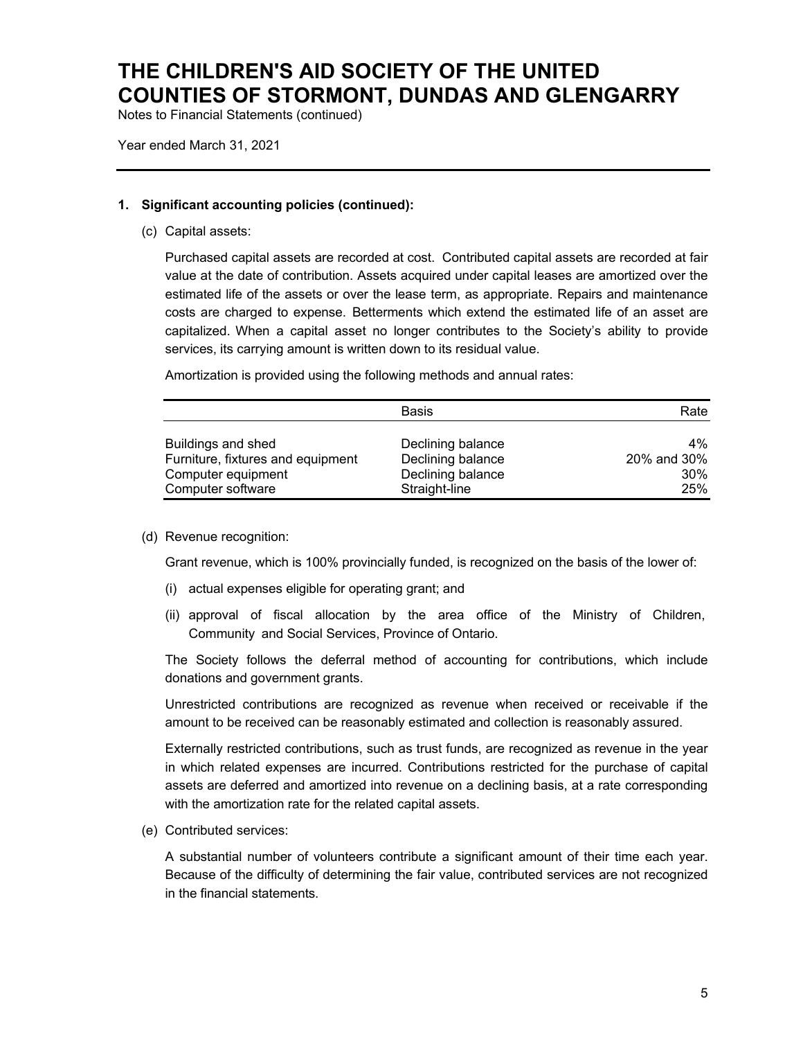# THE CHILDREN'S AID SOCIETY OF THE UNITED COUNTIES OF STORMONT, DUNDAS AND GLENGARRY

Notes to Financial Statements (continued)

Year ended March 31, 2021

---

**1. Significant accounting policies (continued):**

(c) Capital assets:

Purchased capital assets are recorded at cost. Contributed capital assets are recorded at fair value at the date of contribution. Assets acquired under capital leases are amortized over the estimated life of the assets or over the lease term, as appropriate. Repairs and maintenance costs are charged to expense. Betterments which extend the estimated life of an asset are capitalized. When a capital asset no longer contributes to the Society's ability to provide services, its carrying amount is written down to its residual value.

Amortization is provided using the following methods and annual rates:

| | Basis | Rate |
|---|---|---|
| Buildings and shed | Declining balance | 4% |
| Furniture, fixtures and equipment | Declining balance | 20% and 30% |
| Computer equipment | Declining balance | 30% |
| Computer software | Straight-line | 25% |

(d) Revenue recognition:

Grant revenue, which is 100% provincially funded, is recognized on the basis of the lower of:

(i) actual expenses eligible for operating grant; and

(ii) approval of fiscal allocation by the area office of the Ministry of Children, Community and Social Services, Province of Ontario.

The Society follows the deferral method of accounting for contributions, which include donations and government grants.

Unrestricted contributions are recognized as revenue when received or receivable if the amount to be received can be reasonably estimated and collection is reasonably assured.

Externally restricted contributions, such as trust funds, are recognized as revenue in the year in which related expenses are incurred. Contributions restricted for the purchase of capital assets are deferred and amortized into revenue on a declining basis, at a rate corresponding with the amortization rate for the related capital assets.

(e) Contributed services:

A substantial number of volunteers contribute a significant amount of their time each year. Because of the difficulty of determining the fair value, contributed services are not recognized in the financial statements.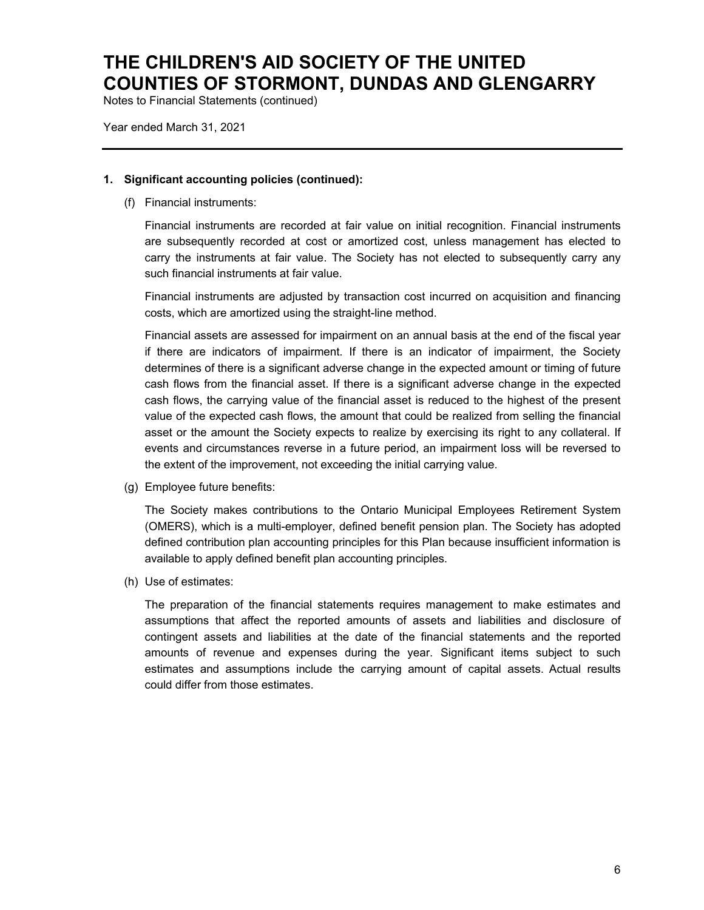# THE CHILDREN'S AID SOCIETY OF THE UNITED COUNTIES OF STORMONT, DUNDAS AND GLENGARRY

Notes to Financial Statements (continued)

Year ended March 31, 2021

---

**1. Significant accounting policies (continued):**

(f) Financial instruments:

Financial instruments are recorded at fair value on initial recognition. Financial instruments are subsequently recorded at cost or amortized cost, unless management has elected to carry the instruments at fair value. The Society has not elected to subsequently carry any such financial instruments at fair value.

Financial instruments are adjusted by transaction cost incurred on acquisition and financing costs, which are amortized using the straight-line method.

Financial assets are assessed for impairment on an annual basis at the end of the fiscal year if there are indicators of impairment. If there is an indicator of impairment, the Society determines of there is a significant adverse change in the expected amount or timing of future cash flows from the financial asset. If there is a significant adverse change in the expected cash flows, the carrying value of the financial asset is reduced to the highest of the present value of the expected cash flows, the amount that could be realized from selling the financial asset or the amount the Society expects to realize by exercising its right to any collateral. If events and circumstances reverse in a future period, an impairment loss will be reversed to the extent of the improvement, not exceeding the initial carrying value.

(g) Employee future benefits:

The Society makes contributions to the Ontario Municipal Employees Retirement System (OMERS), which is a multi-employer, defined benefit pension plan. The Society has adopted defined contribution plan accounting principles for this Plan because insufficient information is available to apply defined benefit plan accounting principles.

(h) Use of estimates:

The preparation of the financial statements requires management to make estimates and assumptions that affect the reported amounts of assets and liabilities and disclosure of contingent assets and liabilities at the date of the financial statements and the reported amounts of revenue and expenses during the year. Significant items subject to such estimates and assumptions include the carrying amount of capital assets. Actual results could differ from those estimates.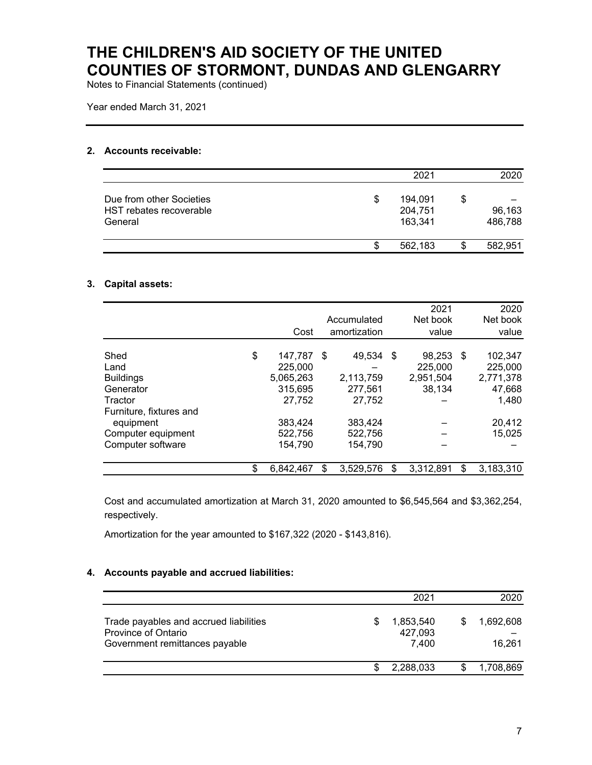# THE CHILDREN'S AID SOCIETY OF THE UNITED COUNTIES OF STORMONT, DUNDAS AND GLENGARRY

Notes to Financial Statements (continued)

Year ended March 31, 2021

## 2. Accounts receivable:

| | 2021 | 2020 |
|---|---|---|
| Due from other Societies | $ 194,091 | $ – |
| HST rebates recoverable | 204,751 | 96,163 |
| General | 163,341 | 486,788 |
| | $ 562,183 | $ 582,951 |

## 3. Capital assets:

| | Cost | Accumulated amortization | 2021 Net book value | 2020 Net book value |
|---|---|---|---|---|
| Shed | $ 147,787 | $ 49,534 | $ 98,253 | $ 102,347 |
| Land | 225,000 | – | 225,000 | 225,000 |
| Buildings | 5,065,263 | 2,113,759 | 2,951,504 | 2,771,378 |
| Generator | 315,695 | 277,561 | 38,134 | 47,668 |
| Tractor | 27,752 | 27,752 | – | 1,480 |
| Furniture, fixtures and equipment | 383,424 | 383,424 | – | 20,412 |
| Computer equipment | 522,756 | 522,756 | – | 15,025 |
| Computer software | 154,790 | 154,790 | – | – |
| | $ 6,842,467 | $ 3,529,576 | $ 3,312,891 | $ 3,183,310 |

Cost and accumulated amortization at March 31, 2020 amounted to $6,545,564 and $3,362,254, respectively.

Amortization for the year amounted to $167,322 (2020 - $143,816).

## 4. Accounts payable and accrued liabilities:

| | 2021 | 2020 |
|---|---|---|
| Trade payables and accrued liabilities | $ 1,853,540 | $ 1,692,608 |
| Province of Ontario | 427,093 | – |
| Government remittances payable | 7,400 | 16,261 |
| | $ 2,288,033 | $ 1,708,869 |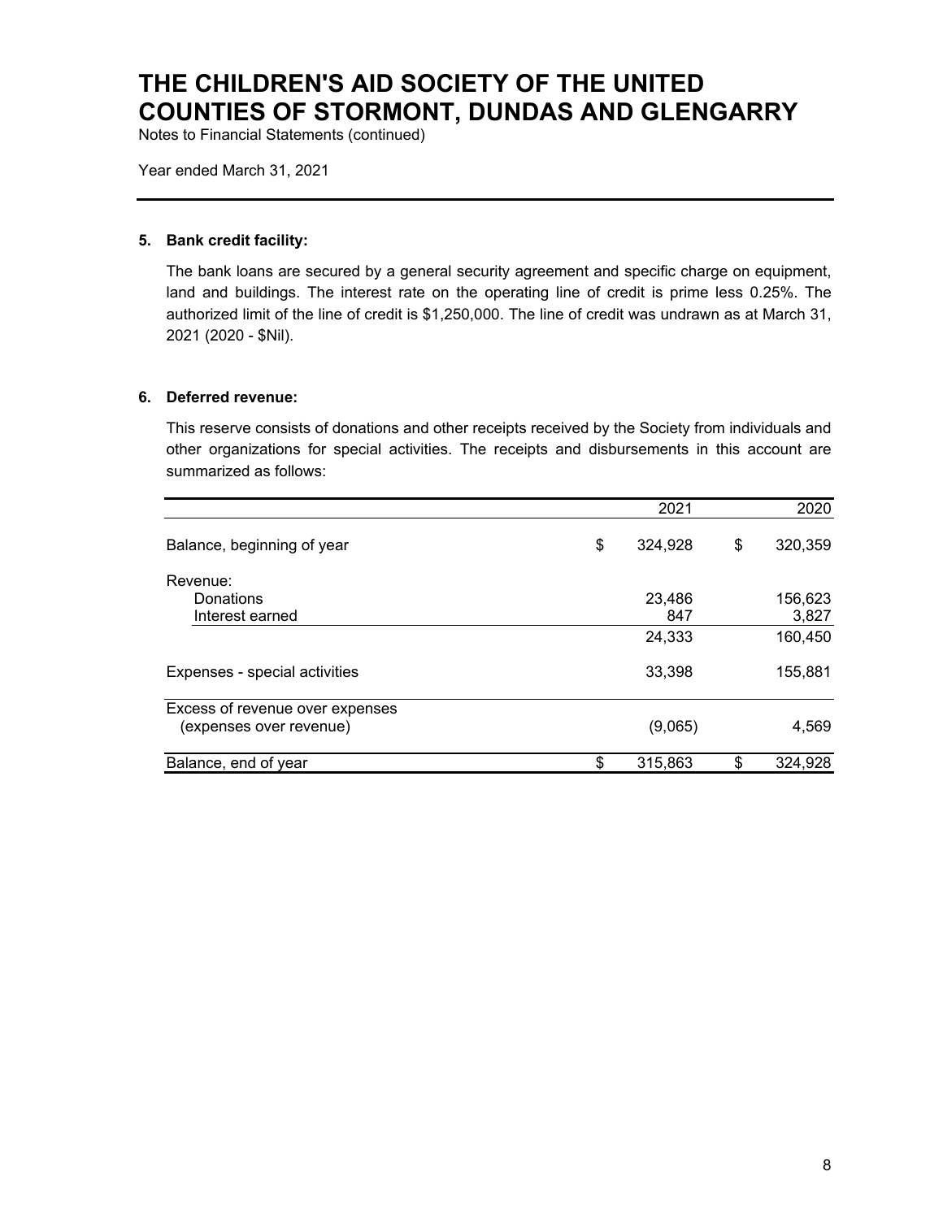# THE CHILDREN'S AID SOCIETY OF THE UNITED COUNTIES OF STORMONT, DUNDAS AND GLENGARRY

Notes to Financial Statements (continued)

Year ended March 31, 2021

---

**5. Bank credit facility:**

The bank loans are secured by a general security agreement and specific charge on equipment, land and buildings. The interest rate on the operating line of credit is prime less 0.25%. The authorized limit of the line of credit is $1,250,000. The line of credit was undrawn as at March 31, 2021 (2020 - $Nil).

**6. Deferred revenue:**

This reserve consists of donations and other receipts received by the Society from individuals and other organizations for special activities. The receipts and disbursements in this account are summarized as follows:

| | 2021 | 2020 |
|---|---|---|
| Balance, beginning of year | $ 324,928 | $ 320,359 |
| Revenue: | | |
| Donations | 23,486 | 156,623 |
| Interest earned | 847 | 3,827 |
| | 24,333 | 160,450 |
| Expenses - special activities | 33,398 | 155,881 |
| Excess of revenue over expenses (expenses over revenue) | (9,065) | 4,569 |
| Balance, end of year | $ 315,863 | $ 324,928 |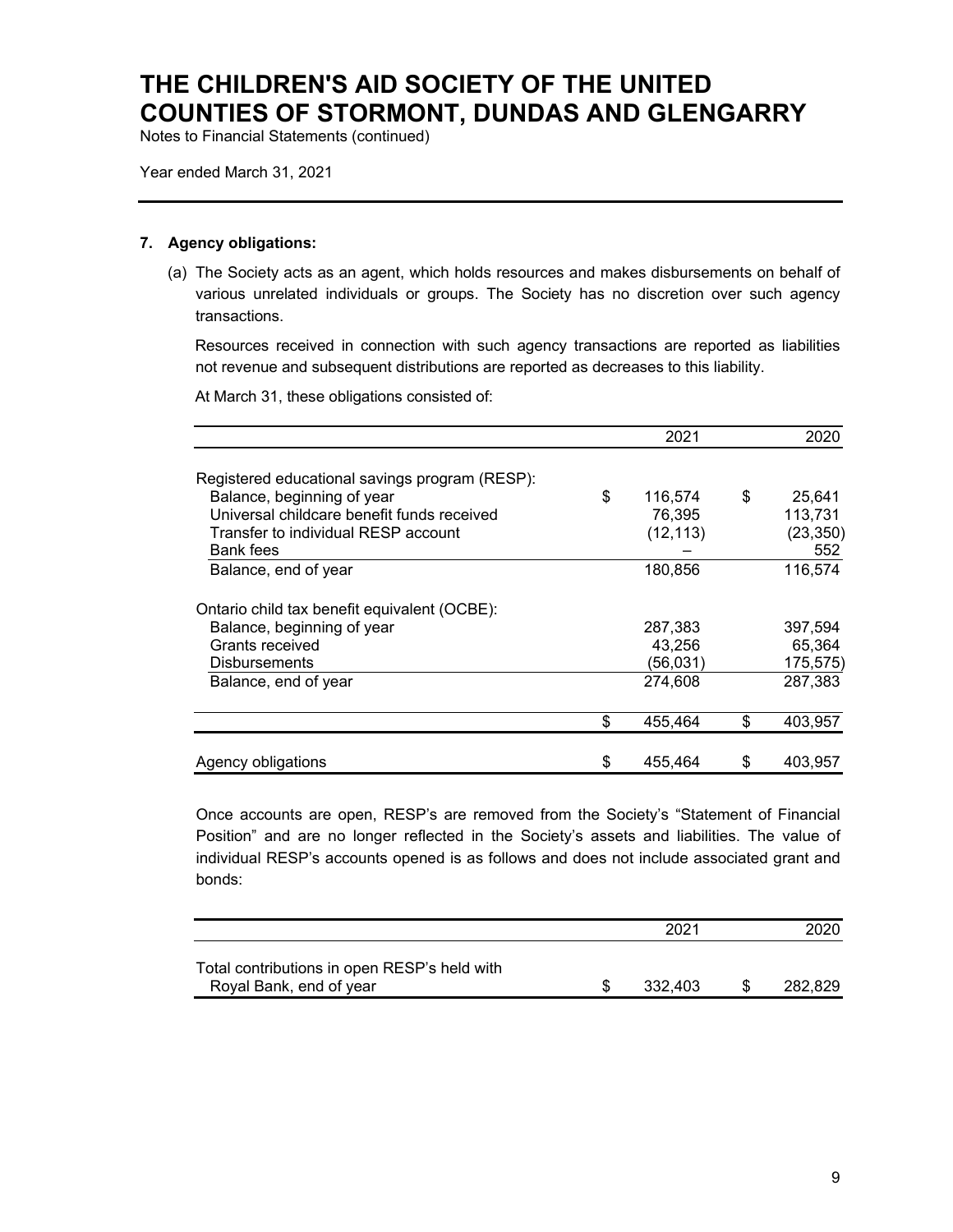# THE CHILDREN'S AID SOCIETY OF THE UNITED COUNTIES OF STORMONT, DUNDAS AND GLENGARRY

Notes to Financial Statements (continued)

Year ended March 31, 2021

---

**7. Agency obligations:**

(a) The Society acts as an agent, which holds resources and makes disbursements on behalf of various unrelated individuals or groups. The Society has no discretion over such agency transactions.

Resources received in connection with such agency transactions are reported as liabilities not revenue and subsequent distributions are reported as decreases to this liability.

At March 31, these obligations consisted of:

| | 2021 | 2020 |
|---|---|---|
| Registered educational savings program (RESP): | | |
| Balance, beginning of year | $ 116,574 | $ 25,641 |
| Universal childcare benefit funds received | 76,395 | 113,731 |
| Transfer to individual RESP account | (12,113) | (23,350) |
| Bank fees | – | 552 |
| Balance, end of year | 180,856 | 116,574 |
| Ontario child tax benefit equivalent (OCBE): | | |
| Balance, beginning of year | 287,383 | 397,594 |
| Grants received | 43,256 | 65,364 |
| Disbursements | (56,031) | 175,575) |
| Balance, end of year | 274,608 | 287,383 |
| | $ 455,464 | $ 403,957 |
| Agency obligations | $ 455,464 | $ 403,957 |

Once accounts are open, RESP's are removed from the Society's "Statement of Financial Position" and are no longer reflected in the Society's assets and liabilities. The value of individual RESP's accounts opened is as follows and does not include associated grant and bonds:

| | 2021 | 2020 |
|---|---|---|
| Total contributions in open RESP's held with Royal Bank, end of year | $ 332,403 | $ 282,829 |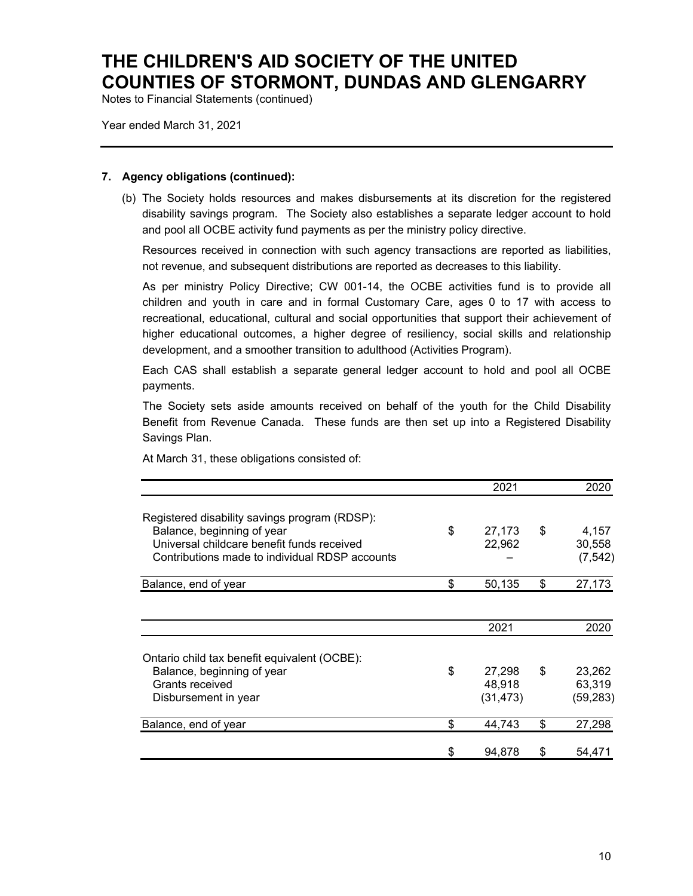# THE CHILDREN'S AID SOCIETY OF THE UNITED COUNTIES OF STORMONT, DUNDAS AND GLENGARRY

Notes to Financial Statements (continued)

Year ended March 31, 2021

**7. Agency obligations (continued):**

(b) The Society holds resources and makes disbursements at its discretion for the registered disability savings program. The Society also establishes a separate ledger account to hold and pool all OCBE activity fund payments as per the ministry policy directive.

Resources received in connection with such agency transactions are reported as liabilities, not revenue, and subsequent distributions are reported as decreases to this liability.

As per ministry Policy Directive; CW 001-14, the OCBE activities fund is to provide all children and youth in care and in formal Customary Care, ages 0 to 17 with access to recreational, educational, cultural and social opportunities that support their achievement of higher educational outcomes, a higher degree of resiliency, social skills and relationship development, and a smoother transition to adulthood (Activities Program).

Each CAS shall establish a separate general ledger account to hold and pool all OCBE payments.

The Society sets aside amounts received on behalf of the youth for the Child Disability Benefit from Revenue Canada. These funds are then set up into a Registered Disability Savings Plan.

At March 31, these obligations consisted of:

| | 2021 | 2020 |
|---|---|---|
| Registered disability savings program (RDSP): | | |
| Balance, beginning of year | $ 27,173 | $ 4,157 |
| Universal childcare benefit funds received | 22,962 | 30,558 |
| Contributions made to individual RDSP accounts | – | (7,542) |
| Balance, end of year | $ 50,135 | $ 27,173 |

| | 2021 | 2020 |
|---|---|---|
| Ontario child tax benefit equivalent (OCBE): | | |
| Balance, beginning of year | $ 27,298 | $ 23,262 |
| Grants received | 48,918 | 63,319 |
| Disbursement in year | (31,473) | (59,283) |
| Balance, end of year | $ 44,743 | $ 27,298 |
| | $ 94,878 | $ 54,471 |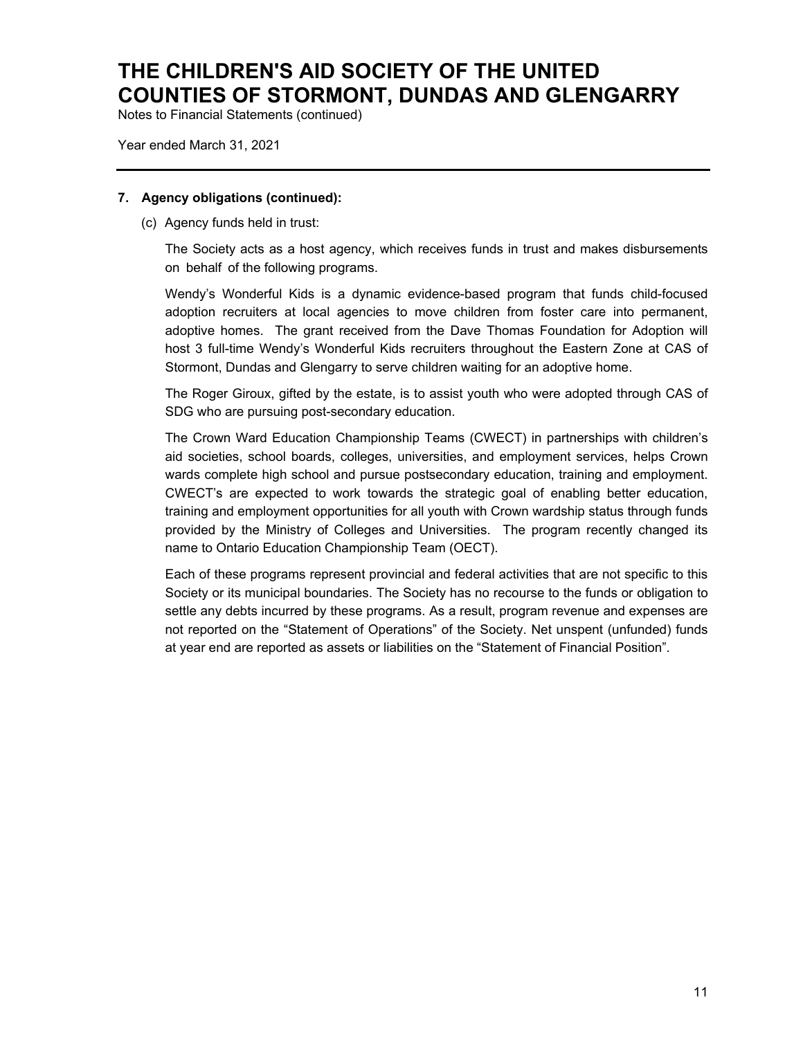### 7. Agency obligations (continued):

(c) Agency funds held in trust:

The Society acts as a host agency, which receives funds in trust and makes disbursements on behalf of the following programs.

Wendy's Wonderful Kids is a dynamic evidence-based program that funds child-focused adoption recruiters at local agencies to move children from foster care into permanent, adoptive homes. The grant received from the Dave Thomas Foundation for Adoption will host 3 full-time Wendy's Wonderful Kids recruiters throughout the Eastern Zone at CAS of Stormont, Dundas and Glengarry to serve children waiting for an adoptive home.

The Roger Giroux, gifted by the estate, is to assist youth who were adopted through CAS of SDG who are pursuing post-secondary education.

The Crown Ward Education Championship Teams (CWECT) in partnerships with children's aid societies, school boards, colleges, universities, and employment services, helps Crown wards complete high school and pursue postsecondary education, training and employment. CWECT's are expected to work towards the strategic goal of enabling better education, training and employment opportunities for all youth with Crown wardship status through funds provided by the Ministry of Colleges and Universities. The program recently changed its name to Ontario Education Championship Team (OECT).

Each of these programs represent provincial and federal activities that are not specific to this Society or its municipal boundaries. The Society has no recourse to the funds or obligation to settle any debts incurred by these programs. As a result, program revenue and expenses are not reported on the "Statement of Operations" of the Society. Net unspent (unfunded) funds at year end are reported as assets or liabilities on the "Statement of Financial Position".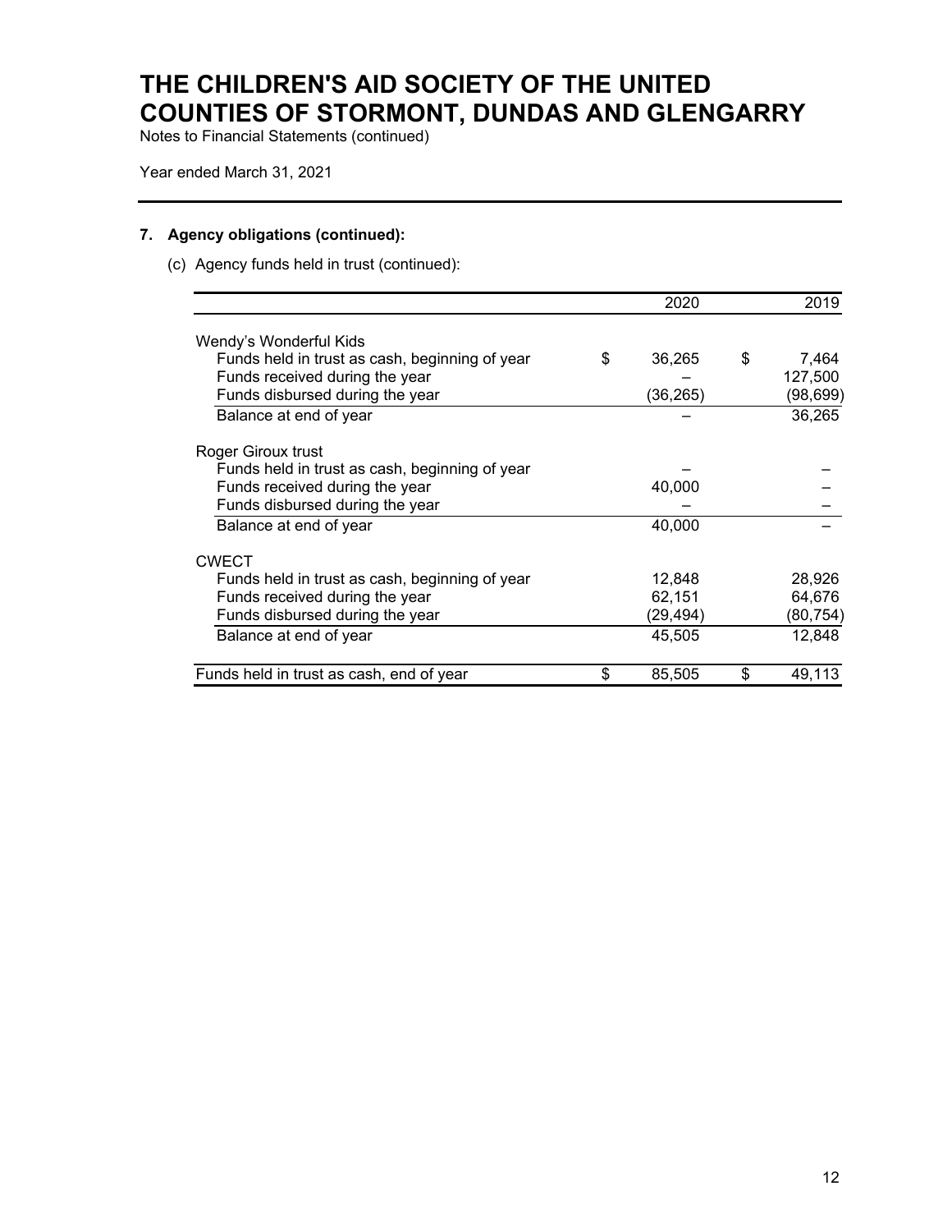# THE CHILDREN'S AID SOCIETY OF THE UNITED COUNTIES OF STORMONT, DUNDAS AND GLENGARRY

Notes to Financial Statements (continued)

Year ended March 31, 2021

## 7. Agency obligations (continued):

(c) Agency funds held in trust (continued):

| | 2020 | 2019 |
|---|---|---|
| **Wendy's Wonderful Kids** | | |
| Funds held in trust as cash, beginning of year | $ 36,265 | $ 7,464 |
| Funds received during the year | – | 127,500 |
| Funds disbursed during the year | (36,265) | (98,699) |
| Balance at end of year | – | 36,265 |
| **Roger Giroux trust** | | |
| Funds held in trust as cash, beginning of year | – | – |
| Funds received during the year | 40,000 | – |
| Funds disbursed during the year | – | – |
| Balance at end of year | 40,000 | – |
| **CWECT** | | |
| Funds held in trust as cash, beginning of year | 12,848 | 28,926 |
| Funds received during the year | 62,151 | 64,676 |
| Funds disbursed during the year | (29,494) | (80,754) |
| Balance at end of year | 45,505 | 12,848 |
| Funds held in trust as cash, end of year | $ 85,505 | $ 49,113 |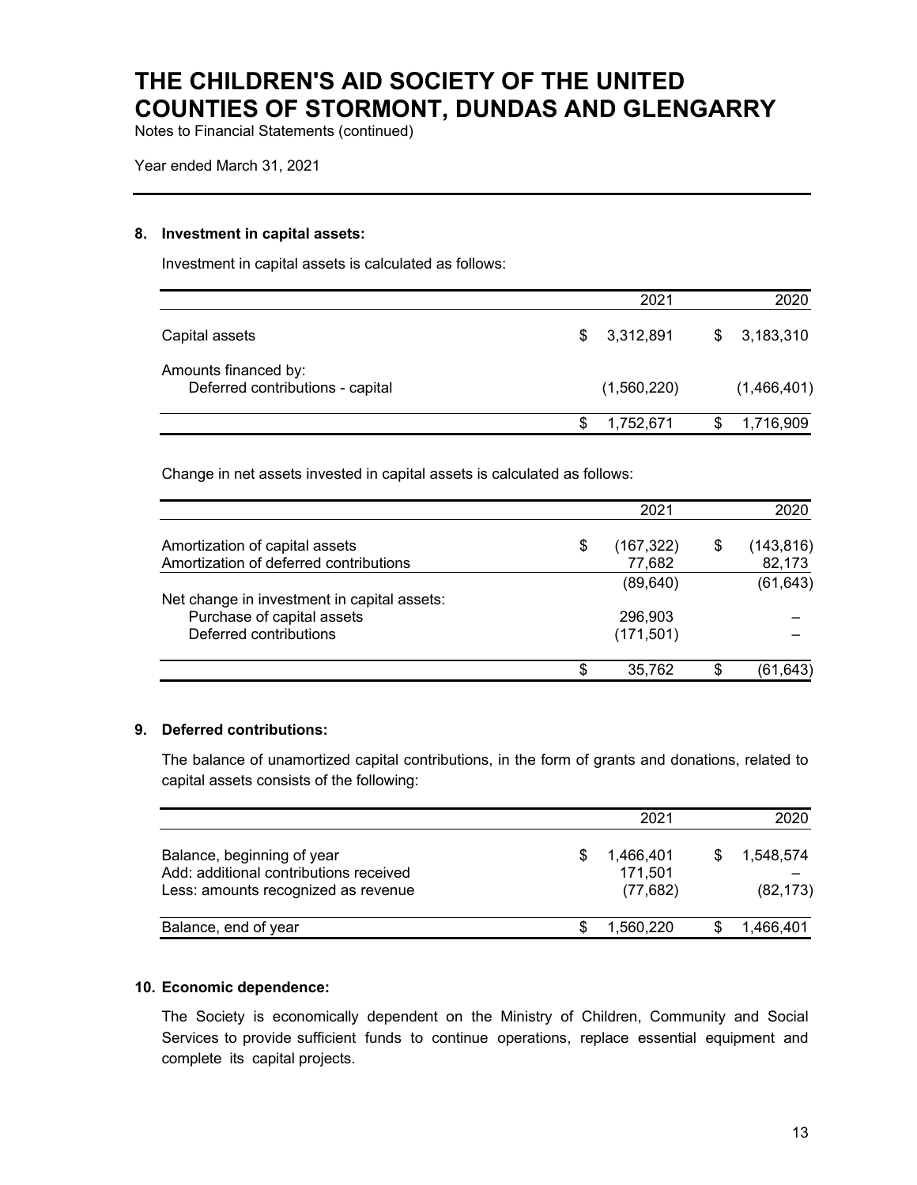# THE CHILDREN'S AID SOCIETY OF THE UNITED COUNTIES OF STORMONT, DUNDAS AND GLENGARRY

Notes to Financial Statements (continued)

Year ended March 31, 2021

### 8. Investment in capital assets:

Investment in capital assets is calculated as follows:

| | 2021 | 2020 |
|---|---|---|
| Capital assets | $ 3,312,891 | $ 3,183,310 |
| Amounts financed by: | | |
| Deferred contributions - capital | (1,560,220) | (1,466,401) |
| | $ 1,752,671 | $ 1,716,909 |

Change in net assets invested in capital assets is calculated as follows:

| | 2021 | 2020 |
|---|---|---|
| Amortization of capital assets | $ (167,322) | $ (143,816) |
| Amortization of deferred contributions | 77,682 | 82,173 |
| | (89,640) | (61,643) |
| Net change in investment in capital assets: | | |
| Purchase of capital assets | 296,903 | – |
| Deferred contributions | (171,501) | – |
| | $ 35,762 | $ (61,643) |

### 9. Deferred contributions:

The balance of unamortized capital contributions, in the form of grants and donations, related to capital assets consists of the following:

| | 2021 | 2020 |
|---|---|---|
| Balance, beginning of year | $ 1,466,401 | $ 1,548,574 |
| Add: additional contributions received | 171,501 | – |
| Less: amounts recognized as revenue | (77,682) | (82,173) |
| Balance, end of year | $ 1,560,220 | $ 1,466,401 |

### 10. Economic dependence:

The Society is economically dependent on the Ministry of Children, Community and Social Services to provide sufficient funds to continue operations, replace essential equipment and complete its capital projects.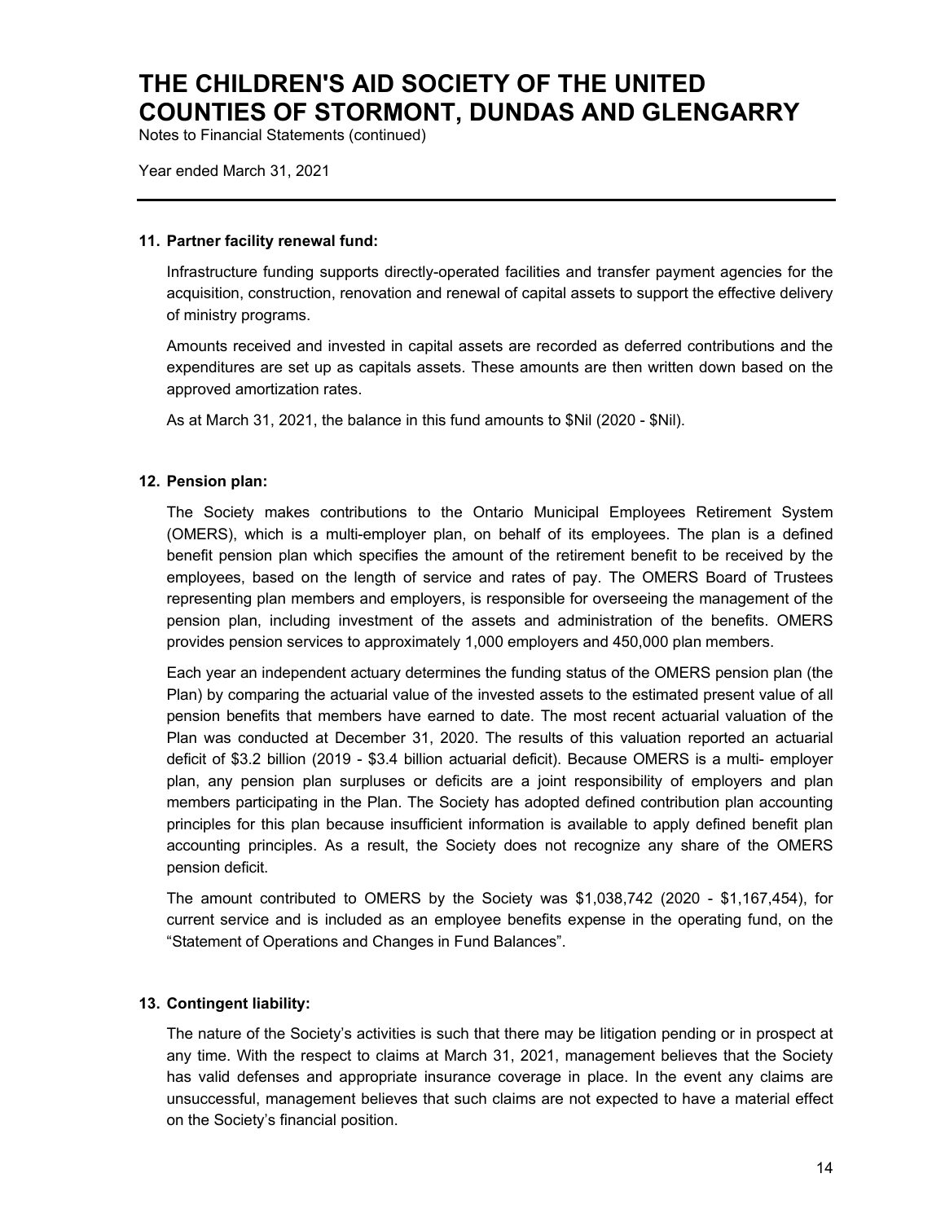### 11. Partner facility renewal fund:

Infrastructure funding supports directly-operated facilities and transfer payment agencies for the acquisition, construction, renovation and renewal of capital assets to support the effective delivery of ministry programs.

Amounts received and invested in capital assets are recorded as deferred contributions and the expenditures are set up as capitals assets. These amounts are then written down based on the approved amortization rates.

As at March 31, 2021, the balance in this fund amounts to $Nil (2020 - $Nil).

### 12. Pension plan:

The Society makes contributions to the Ontario Municipal Employees Retirement System (OMERS), which is a multi-employer plan, on behalf of its employees. The plan is a defined benefit pension plan which specifies the amount of the retirement benefit to be received by the employees, based on the length of service and rates of pay. The OMERS Board of Trustees representing plan members and employers, is responsible for overseeing the management of the pension plan, including investment of the assets and administration of the benefits. OMERS provides pension services to approximately 1,000 employers and 450,000 plan members.

Each year an independent actuary determines the funding status of the OMERS pension plan (the Plan) by comparing the actuarial value of the invested assets to the estimated present value of all pension benefits that members have earned to date. The most recent actuarial valuation of the Plan was conducted at December 31, 2020. The results of this valuation reported an actuarial deficit of $3.2 billion (2019 - $3.4 billion actuarial deficit). Because OMERS is a multi- employer plan, any pension plan surpluses or deficits are a joint responsibility of employers and plan members participating in the Plan. The Society has adopted defined contribution plan accounting principles for this plan because insufficient information is available to apply defined benefit plan accounting principles. As a result, the Society does not recognize any share of the OMERS pension deficit.

The amount contributed to OMERS by the Society was $1,038,742 (2020 - $1,167,454), for current service and is included as an employee benefits expense in the operating fund, on the "Statement of Operations and Changes in Fund Balances".

### 13. Contingent liability:

The nature of the Society's activities is such that there may be litigation pending or in prospect at any time. With the respect to claims at March 31, 2021, management believes that the Society has valid defenses and appropriate insurance coverage in place. In the event any claims are unsuccessful, management believes that such claims are not expected to have a material effect on the Society's financial position.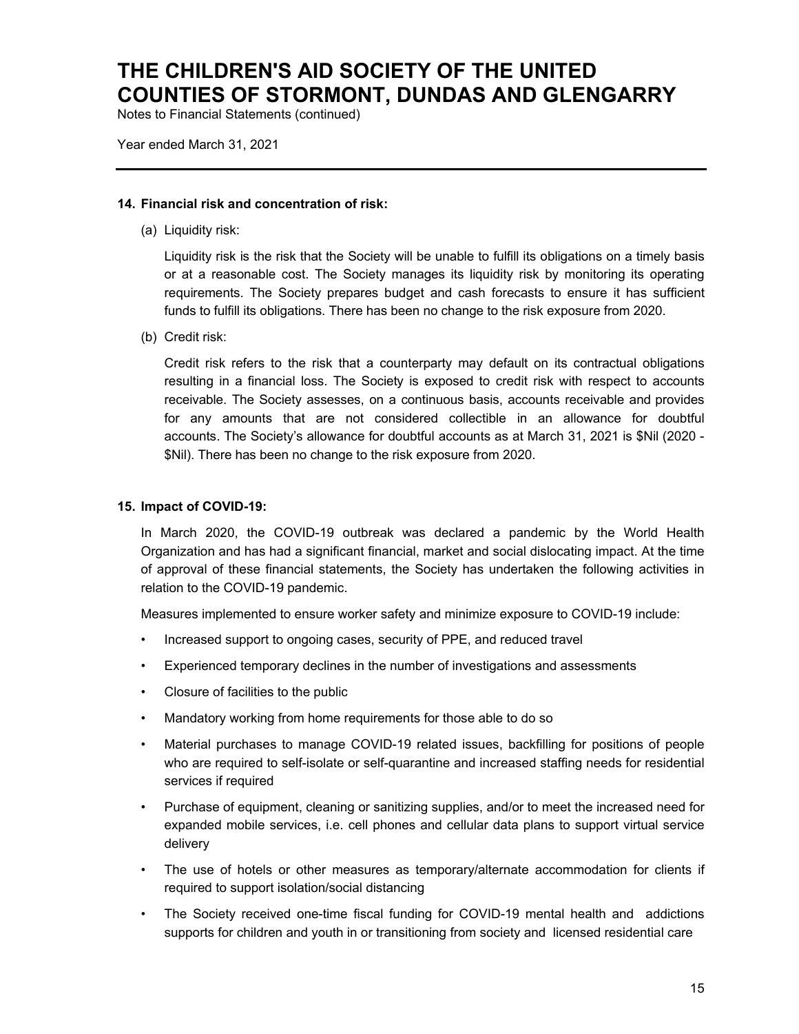### 14. Financial risk and concentration of risk:

(a) Liquidity risk:

Liquidity risk is the risk that the Society will be unable to fulfill its obligations on a timely basis or at a reasonable cost. The Society manages its liquidity risk by monitoring its operating requirements. The Society prepares budget and cash forecasts to ensure it has sufficient funds to fulfill its obligations. There has been no change to the risk exposure from 2020.

(b) Credit risk:

Credit risk refers to the risk that a counterparty may default on its contractual obligations resulting in a financial loss. The Society is exposed to credit risk with respect to accounts receivable. The Society assesses, on a continuous basis, accounts receivable and provides for any amounts that are not considered collectible in an allowance for doubtful accounts. The Society's allowance for doubtful accounts as at March 31, 2021 is $Nil (2020 - $Nil). There has been no change to the risk exposure from 2020.

### 15. Impact of COVID-19:

In March 2020, the COVID-19 outbreak was declared a pandemic by the World Health Organization and has had a significant financial, market and social dislocating impact. At the time of approval of these financial statements, the Society has undertaken the following activities in relation to the COVID-19 pandemic.

Measures implemented to ensure worker safety and minimize exposure to COVID-19 include:

- Increased support to ongoing cases, security of PPE, and reduced travel
- Experienced temporary declines in the number of investigations and assessments
- Closure of facilities to the public
- Mandatory working from home requirements for those able to do so
- Material purchases to manage COVID-19 related issues, backfilling for positions of people who are required to self-isolate or self-quarantine and increased staffing needs for residential services if required
- Purchase of equipment, cleaning or sanitizing supplies, and/or to meet the increased need for expanded mobile services, i.e. cell phones and cellular data plans to support virtual service delivery
- The use of hotels or other measures as temporary/alternate accommodation for clients if required to support isolation/social distancing
- The Society received one-time fiscal funding for COVID-19 mental health and addictions supports for children and youth in or transitioning from society and licensed residential care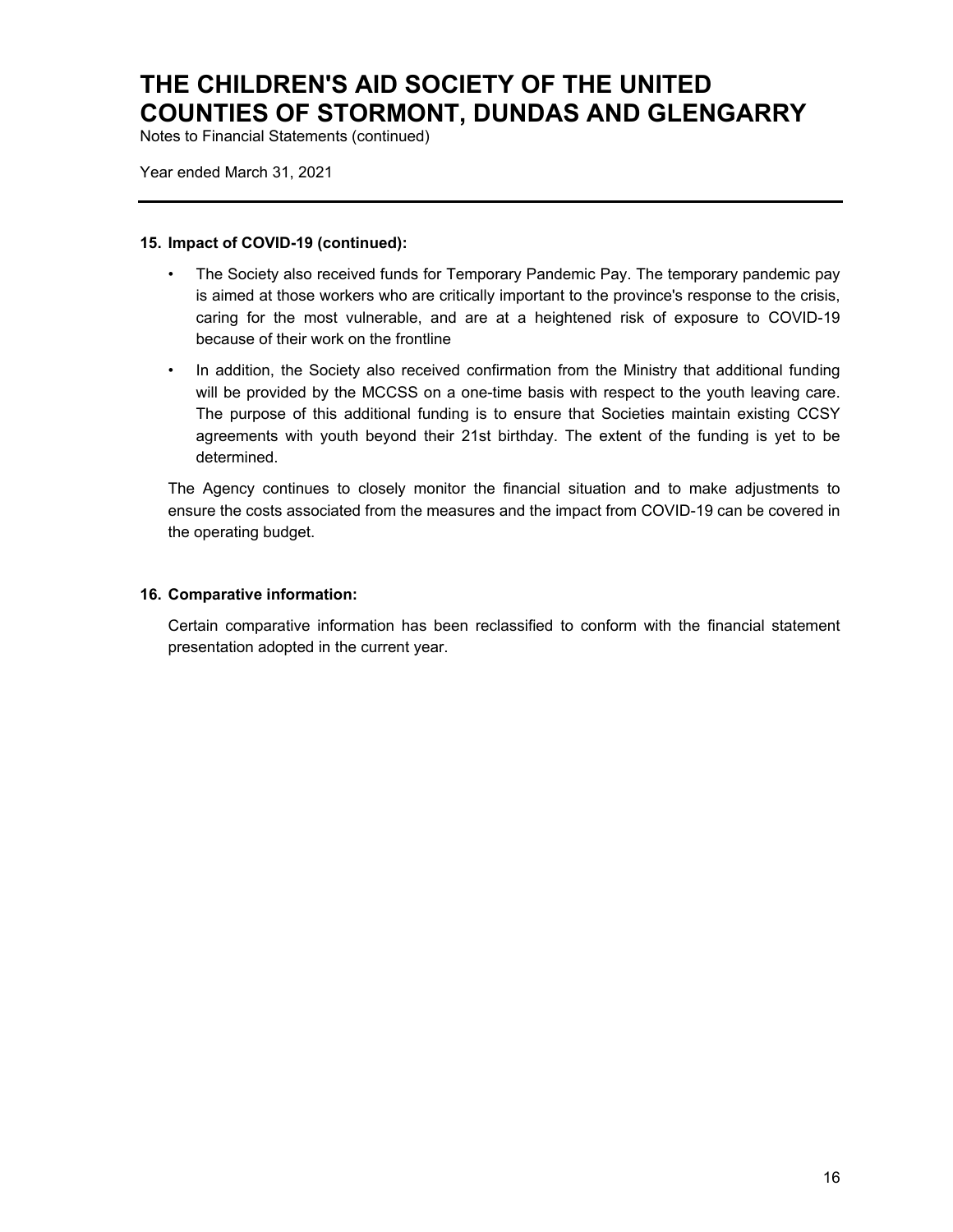## 15. Impact of COVID-19 (continued):

- The Society also received funds for Temporary Pandemic Pay. The temporary pandemic pay is aimed at those workers who are critically important to the province's response to the crisis, caring for the most vulnerable, and are at a heightened risk of exposure to COVID-19 because of their work on the frontline
- In addition, the Society also received confirmation from the Ministry that additional funding will be provided by the MCCSS on a one-time basis with respect to the youth leaving care. The purpose of this additional funding is to ensure that Societies maintain existing CCSY agreements with youth beyond their 21st birthday. The extent of the funding is yet to be determined.

The Agency continues to closely monitor the financial situation and to make adjustments to ensure the costs associated from the measures and the impact from COVID-19 can be covered in the operating budget.

## 16. Comparative information:

Certain comparative information has been reclassified to conform with the financial statement presentation adopted in the current year.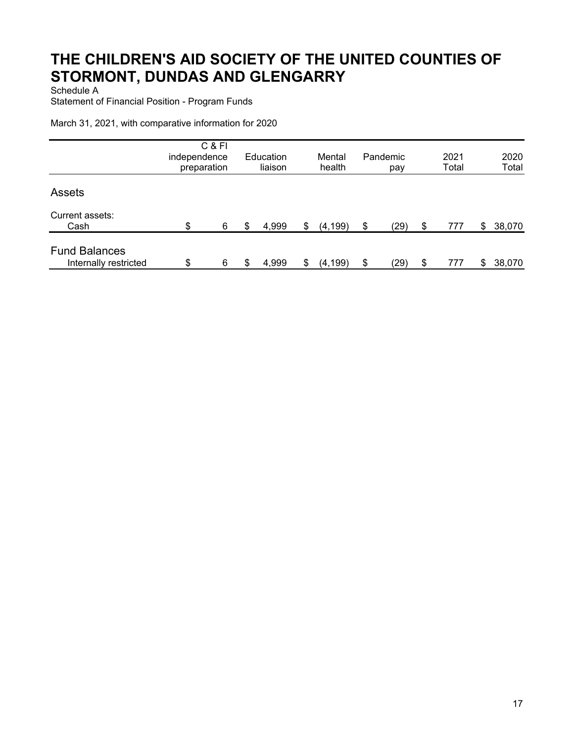# THE CHILDREN'S AID SOCIETY OF THE UNITED COUNTIES OF STORMONT, DUNDAS AND GLENGARRY

Schedule A

Statement of Financial Position - Program Funds

March 31, 2021, with comparative information for 2020

| | C & FI independence preparation | Education liaison | Mental health | Pandemic pay | 2021 Total | 2020 Total |
|---|---|---|---|---|---|---|
| **Assets** | | | | | | |
| Current assets: | | | | | | |
| Cash | $ 6 | $ 4,999 | $ (4,199) | $ (29) | $ 777 | $ 38,070 |
| **Fund Balances** | | | | | | |
| Internally restricted | $ 6 | $ 4,999 | $ (4,199) | $ (29) | $ 777 | $ 38,070 |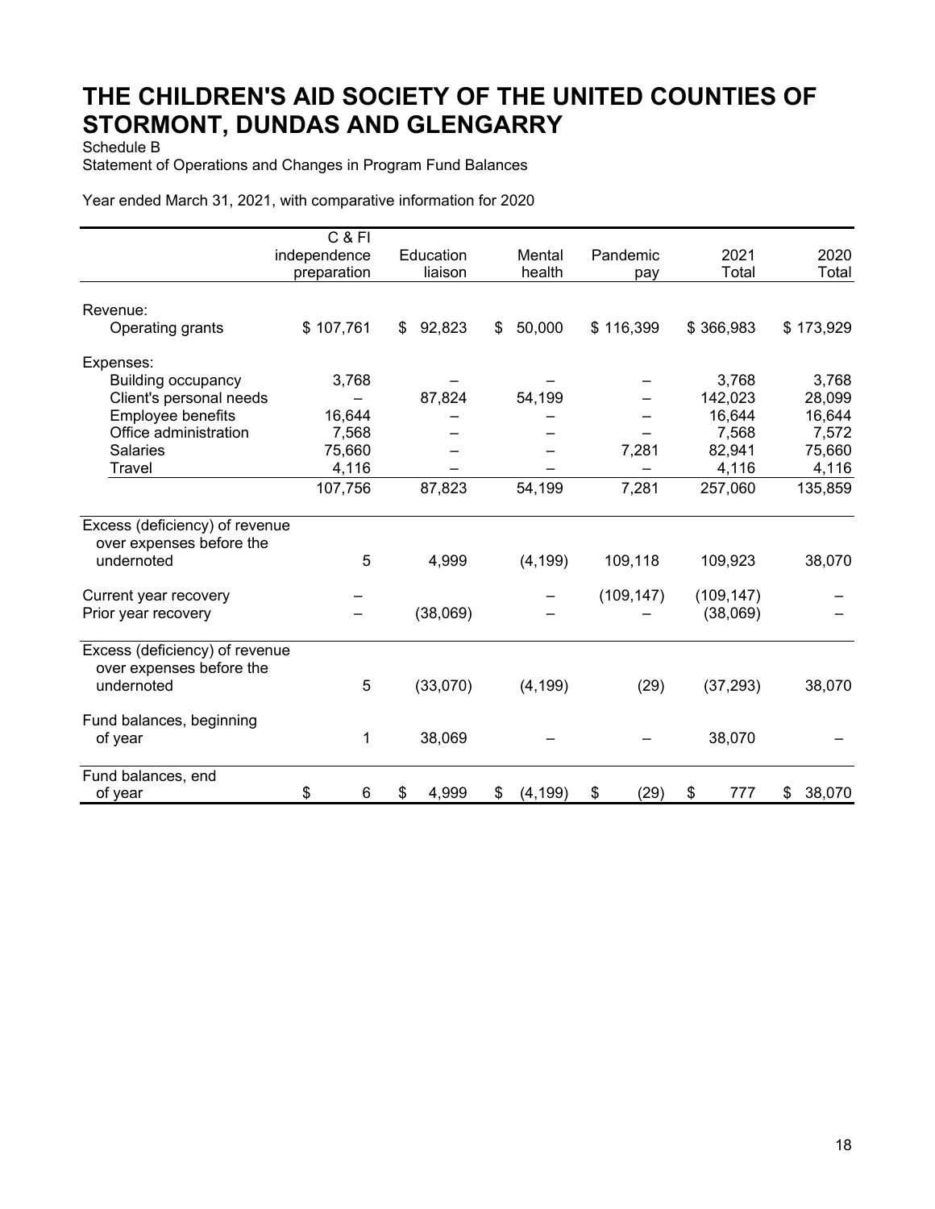# THE CHILDREN'S AID SOCIETY OF THE UNITED COUNTIES OF STORMONT, DUNDAS AND GLENGARRY

Schedule B

Statement of Operations and Changes in Program Fund Balances

Year ended March 31, 2021, with comparative information for 2020

| | C & FI independence preparation | Education liaison | Mental health | Pandemic pay | 2021 Total | 2020 Total |
|---|---|---|---|---|---|---|
| Revenue: | | | | | | |
| Operating grants | $ 107,761 | $ 92,823 | $ 50,000 | $ 116,399 | $ 366,983 | $ 173,929 |
| Expenses: | | | | | | |
| Building occupancy | 3,768 | – | – | – | 3,768 | 3,768 |
| Client's personal needs | – | 87,824 | 54,199 | – | 142,023 | 28,099 |
| Employee benefits | 16,644 | – | – | – | 16,644 | 16,644 |
| Office administration | 7,568 | – | – | – | 7,568 | 7,572 |
| Salaries | 75,660 | – | – | 7,281 | 82,941 | 75,660 |
| Travel | 4,116 | – | – | – | 4,116 | 4,116 |
| | 107,756 | 87,823 | 54,199 | 7,281 | 257,060 | 135,859 |
| Excess (deficiency) of revenue over expenses before the undernoted | 5 | 4,999 | (4,199) | 109,118 | 109,923 | 38,070 |
| Current year recovery | – | | – | (109,147) | (109,147) | – |
| Prior year recovery | – | (38,069) | – | – | (38,069) | – |
| Excess (deficiency) of revenue over expenses before the undernoted | 5 | (33,070) | (4,199) | (29) | (37,293) | 38,070 |
| Fund balances, beginning of year | 1 | 38,069 | – | – | 38,070 | – |
| Fund balances, end of year | $ 6 | $ 4,999 | $ (4,199) | $ (29) | $ 777 | $ 38,070 |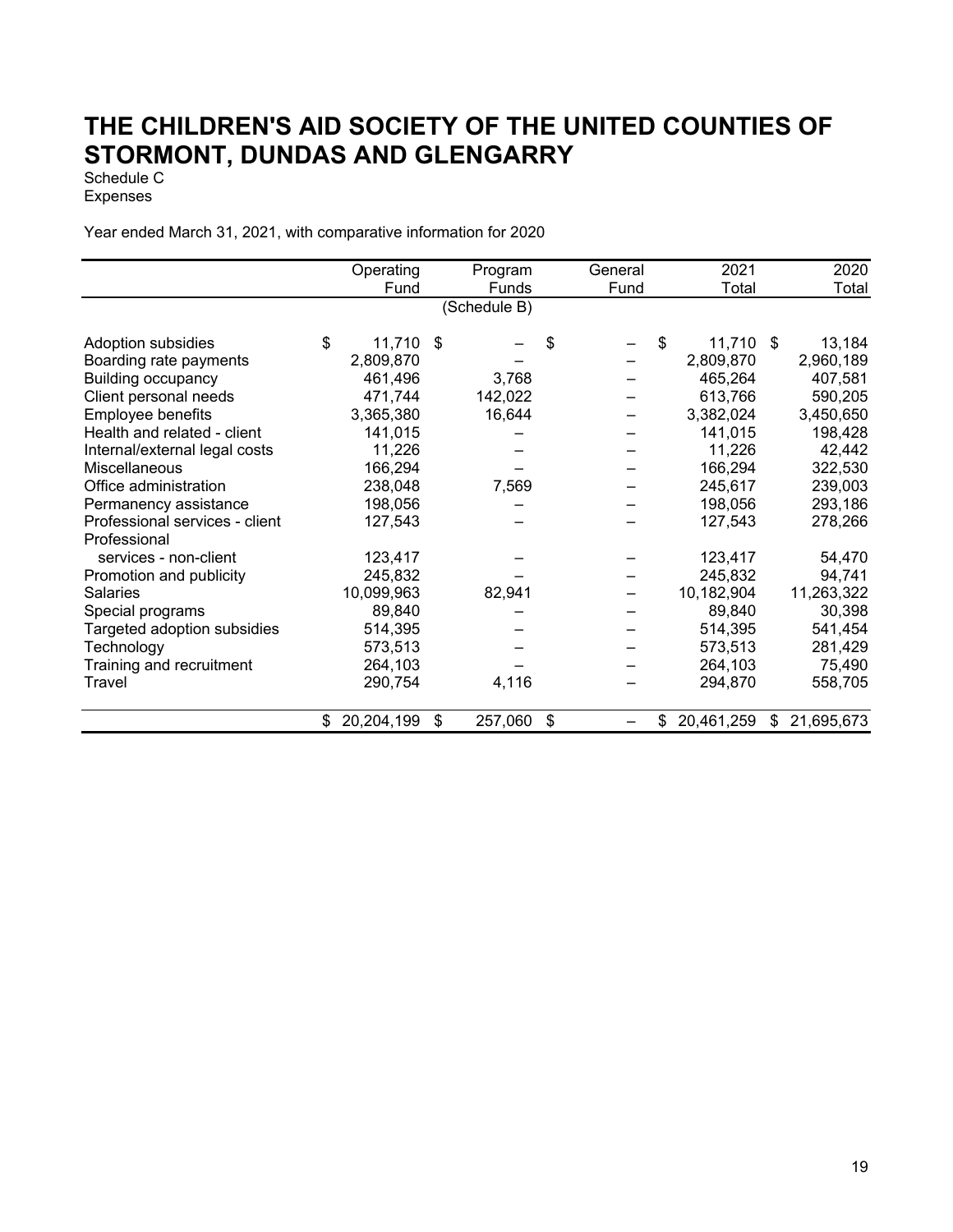# THE CHILDREN'S AID SOCIETY OF THE UNITED COUNTIES OF STORMONT, DUNDAS AND GLENGARRY

Schedule C
Expenses

Year ended March 31, 2021, with comparative information for 2020

| | Operating Fund | Program Funds (Schedule B) | General Fund | 2021 Total | 2020 Total |
|---|---|---|---|---|---|
| Adoption subsidies | $ 11,710 | $ – | $ – | $ 11,710 | $ 13,184 |
| Boarding rate payments | 2,809,870 | – | – | 2,809,870 | 2,960,189 |
| Building occupancy | 461,496 | 3,768 | – | 465,264 | 407,581 |
| Client personal needs | 471,744 | 142,022 | – | 613,766 | 590,205 |
| Employee benefits | 3,365,380 | 16,644 | – | 3,382,024 | 3,450,650 |
| Health and related - client | 141,015 | – | – | 141,015 | 198,428 |
| Internal/external legal costs | 11,226 | – | – | 11,226 | 42,442 |
| Miscellaneous | 166,294 | – | – | 166,294 | 322,530 |
| Office administration | 238,048 | 7,569 | – | 245,617 | 239,003 |
| Permanency assistance | 198,056 | – | – | 198,056 | 293,186 |
| Professional services - client | 127,543 | – | – | 127,543 | 278,266 |
| Professional services - non-client | 123,417 | – | – | 123,417 | 54,470 |
| Promotion and publicity | 245,832 | – | – | 245,832 | 94,741 |
| Salaries | 10,099,963 | 82,941 | – | 10,182,904 | 11,263,322 |
| Special programs | 89,840 | – | – | 89,840 | 30,398 |
| Targeted adoption subsidies | 514,395 | – | – | 514,395 | 541,454 |
| Technology | 573,513 | – | – | 573,513 | 281,429 |
| Training and recruitment | 264,103 | – | – | 264,103 | 75,490 |
| Travel | 290,754 | 4,116 | – | 294,870 | 558,705 |
| | $ 20,204,199 | $ 257,060 | $ – | $ 20,461,259 | $ 21,695,673 |